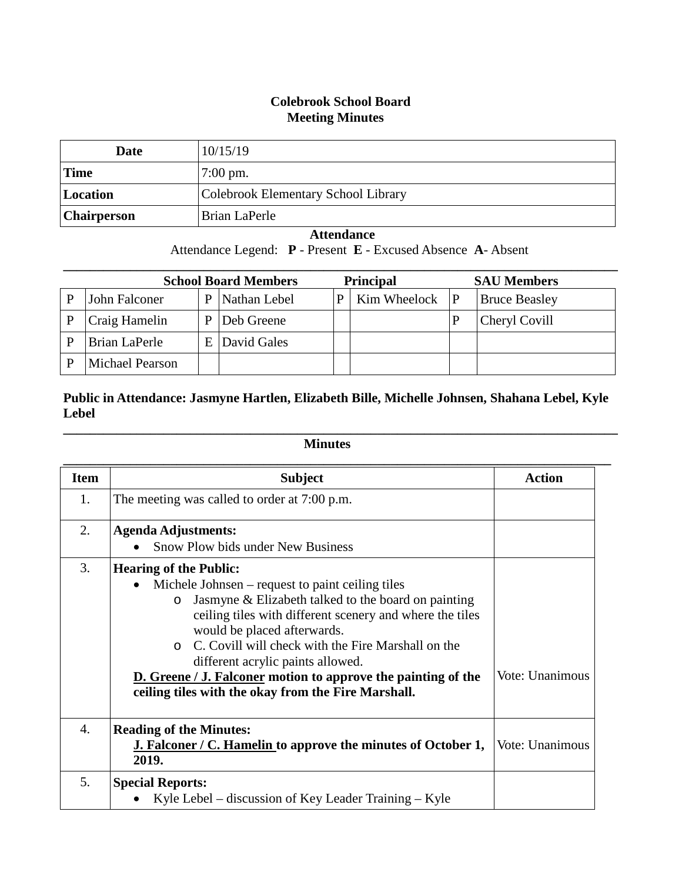**Colebrook School Board**
**Meeting Minutes**

| Date | 10/15/19 |
|---|---|
| **Time** | 7:00 pm. |
| **Location** | Colebrook Elementary School Library |
| **Chairperson** | Brian LaPerle |

**Attendance**

Attendance Legend: **P** - Present **E** - Excused Absence **A**- Absent

| School Board Members | | | | Principal | | SAU Members | |
|---|---|---|---|---|---|---|---|
| P | John Falconer | P | Nathan Lebel | P | Kim Wheelock | P | Bruce Beasley |
| P | Craig Hamelin | P | Deb Greene | | | P | Cheryl Covill |
| P | Brian LaPerle | E | David Gales | | | | |
| P | Michael Pearson | | | | | | |

**Public in Attendance: Jasmyne Hartlen, Elizabeth Bille, Michelle Johnsen, Shahana Lebel, Kyle Lebel**

**Minutes**

| Item | Subject | Action |
|---|---|---|
| 1. | The meeting was called to order at 7:00 p.m. | |
| 2. | **Agenda Adjustments:**<br>• Snow Plow bids under New Business | |
| 3. | **Hearing of the Public:**<br>• Michele Johnsen – request to paint ceiling tiles<br>o Jasmyne & Elizabeth talked to the board on painting ceiling tiles with different scenery and where the tiles would be placed afterwards.<br>o C. Covill will check with the Fire Marshall on the different acrylic paints allowed.<br>**D. Greene / J. Falconer motion to approve the painting of the ceiling tiles with the okay from the Fire Marshall.** | Vote: Unanimous |
| 4. | **Reading of the Minutes:**<br>**J. Falconer / C. Hamelin to approve the minutes of October 1, 2019.** | Vote: Unanimous |
| 5. | **Special Reports:**<br>• Kyle Lebel – discussion of Key Leader Training – Kyle | |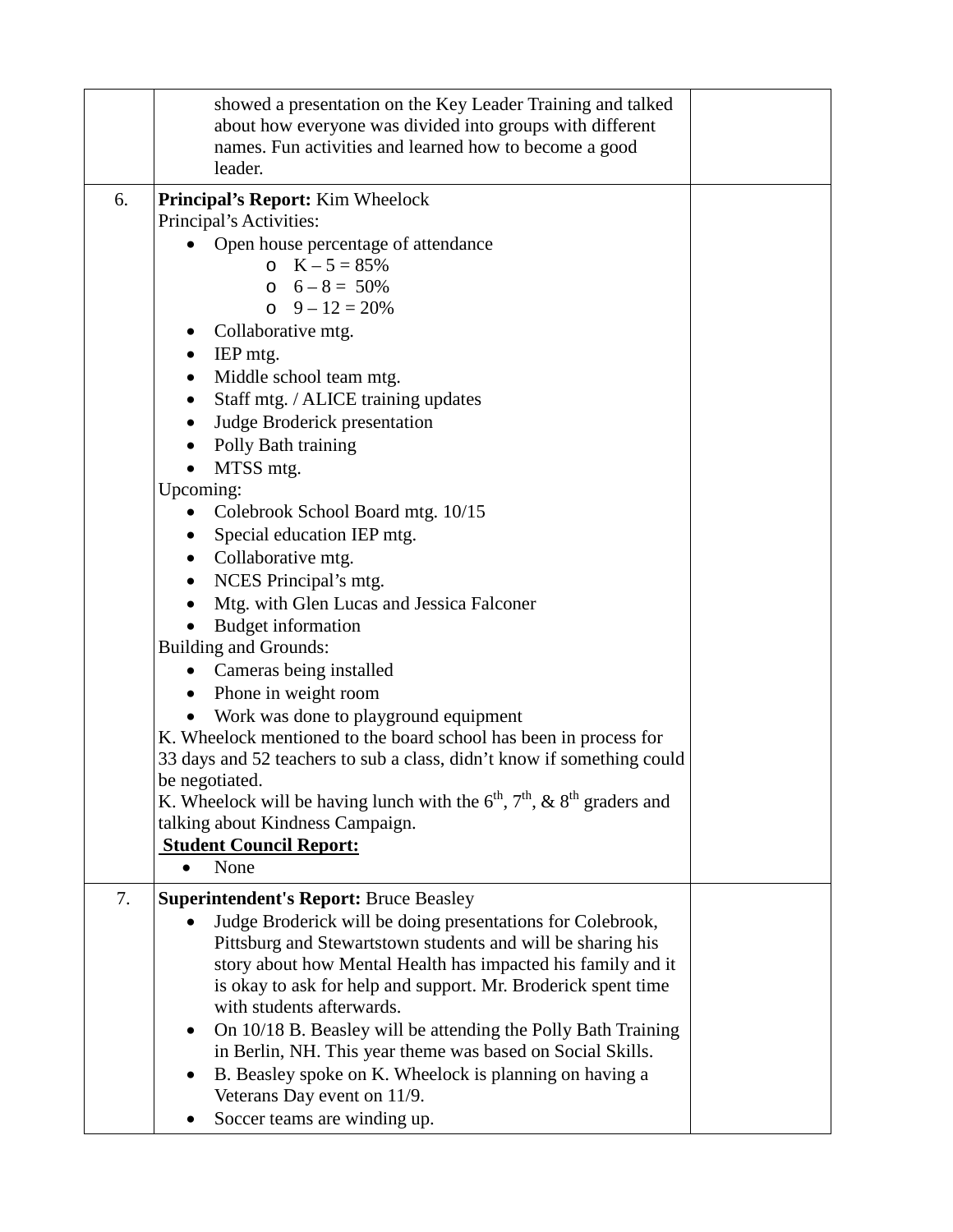| | | |
|---|---|---|
| | showed a presentation on the Key Leader Training and talked about how everyone was divided into groups with different names. Fun activities and learned how to become a good leader. | |
| 6. | **Principal's Report:** Kim Wheelock<br>Principal's Activities:<br>• Open house percentage of attendance<br>  o K – 5 = 85%<br>  o 6 – 8 = 50%<br>  o 9 – 12 = 20%<br>• Collaborative mtg.<br>• IEP mtg.<br>• Middle school team mtg.<br>• Staff mtg. / ALICE training updates<br>• Judge Broderick presentation<br>• Polly Bath training<br>• MTSS mtg.<br>Upcoming:<br>• Colebrook School Board mtg. 10/15<br>• Special education IEP mtg.<br>• Collaborative mtg.<br>• NCES Principal's mtg.<br>• Mtg. with Glen Lucas and Jessica Falconer<br>• Budget information<br>Building and Grounds:<br>• Cameras being installed<br>• Phone in weight room<br>• Work was done to playground equipment<br>K. Wheelock mentioned to the board school has been in process for 33 days and 52 teachers to sub a class, didn't know if something could be negotiated.<br>K. Wheelock will be having lunch with the 6th, 7th, & 8th graders and talking about Kindness Campaign.<br>**Student Council Report:**<br>• None | |
| 7. | **Superintendent's Report:** Bruce Beasley<br>• Judge Broderick will be doing presentations for Colebrook, Pittsburg and Stewartstown students and will be sharing his story about how Mental Health has impacted his family and it is okay to ask for help and support. Mr. Broderick spent time with students afterwards.<br>• On 10/18 B. Beasley will be attending the Polly Bath Training in Berlin, NH. This year theme was based on Social Skills.<br>• B. Beasley spoke on K. Wheelock is planning on having a Veterans Day event on 11/9.<br>• Soccer teams are winding up. | |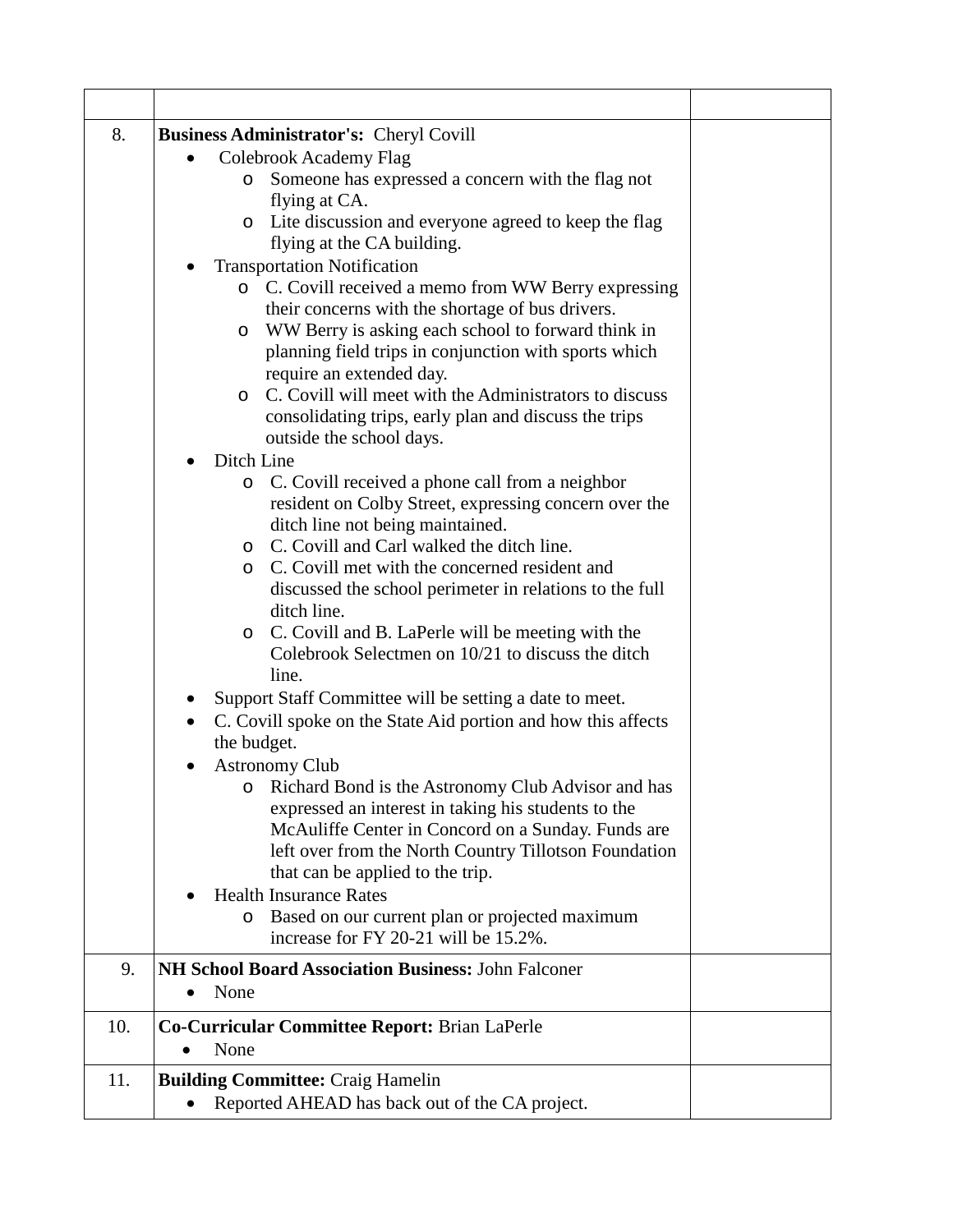| | | |
|---|---|---|
| 8. | **Business Administrator's:** Cheryl Covill<br>• Colebrook Academy Flag<br>  o Someone has expressed a concern with the flag not flying at CA.<br>  o Lite discussion and everyone agreed to keep the flag flying at the CA building.<br>• Transportation Notification<br>  o C. Covill received a memo from WW Berry expressing their concerns with the shortage of bus drivers.<br>  o WW Berry is asking each school to forward think in planning field trips in conjunction with sports which require an extended day.<br>  o C. Covill will meet with the Administrators to discuss consolidating trips, early plan and discuss the trips outside the school days.<br>• Ditch Line<br>  o C. Covill received a phone call from a neighbor resident on Colby Street, expressing concern over the ditch line not being maintained.<br>  o C. Covill and Carl walked the ditch line.<br>  o C. Covill met with the concerned resident and discussed the school perimeter in relations to the full ditch line.<br>  o C. Covill and B. LaPerle will be meeting with the Colebrook Selectmen on 10/21 to discuss the ditch line.<br>• Support Staff Committee will be setting a date to meet.<br>• C. Covill spoke on the State Aid portion and how this affects the budget.<br>• Astronomy Club<br>  o Richard Bond is the Astronomy Club Advisor and has expressed an interest in taking his students to the McAuliffe Center in Concord on a Sunday. Funds are left over from the North Country Tillotson Foundation that can be applied to the trip.<br>• Health Insurance Rates<br>  o Based on our current plan or projected maximum increase for FY 20-21 will be 15.2%. | |
| 9. | **NH School Board Association Business:** John Falconer<br>• None | |
| 10. | **Co-Curricular Committee Report:** Brian LaPerle<br>• None | |
| 11. | **Building Committee:** Craig Hamelin<br>• Reported AHEAD has back out of the CA project. | |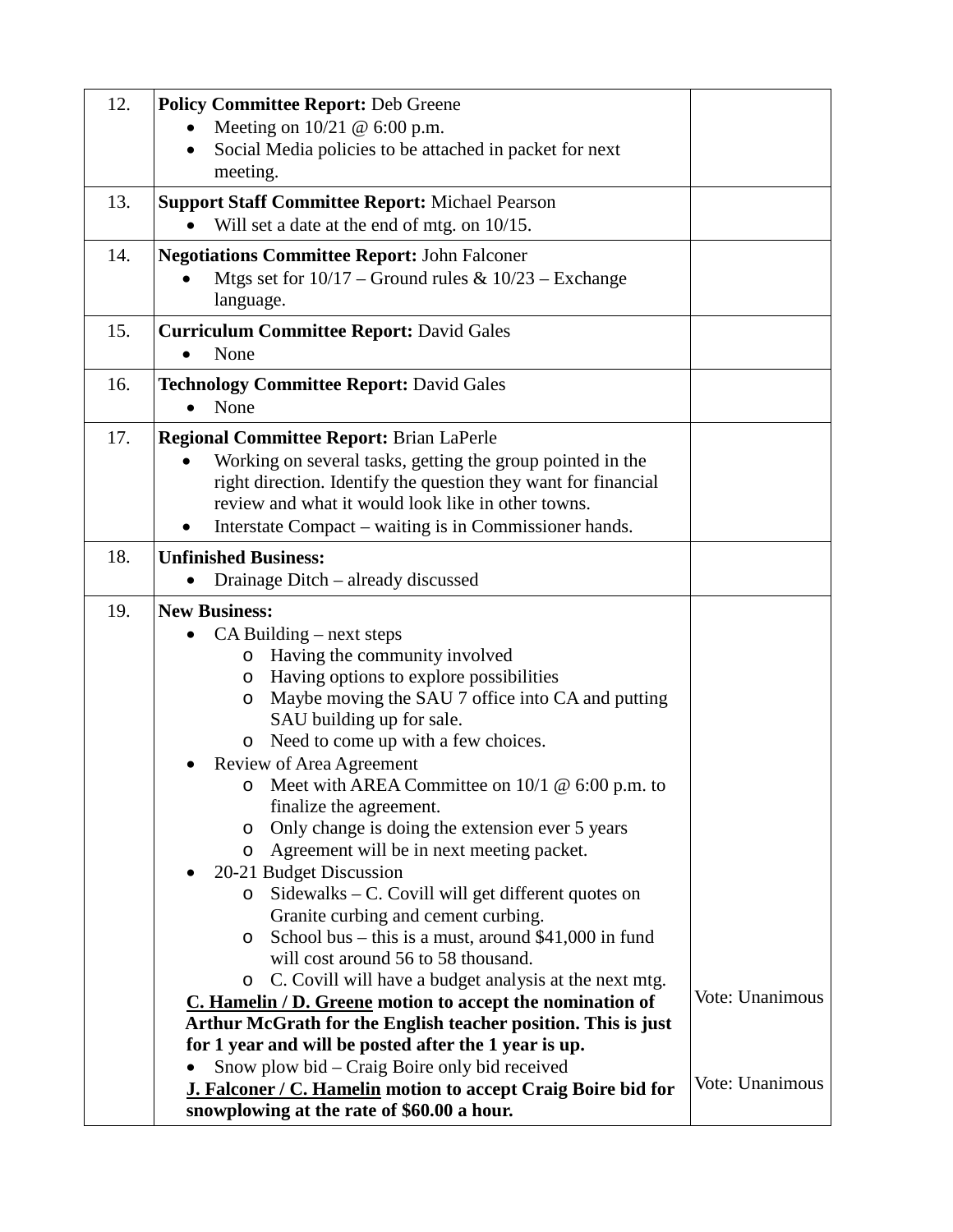| | | |
|---|---|---|
| 12. | **Policy Committee Report:** Deb Greene<br>• Meeting on 10/21 @ 6:00 p.m.<br>• Social Media policies to be attached in packet for next meeting. | |
| 13. | **Support Staff Committee Report:** Michael Pearson<br>• Will set a date at the end of mtg. on 10/15. | |
| 14. | **Negotiations Committee Report:** John Falconer<br>• Mtgs set for 10/17 – Ground rules & 10/23 – Exchange language. | |
| 15. | **Curriculum Committee Report:** David Gales<br>• None | |
| 16. | **Technology Committee Report:** David Gales<br>• None | |
| 17. | **Regional Committee Report:** Brian LaPerle<br>• Working on several tasks, getting the group pointed in the right direction. Identify the question they want for financial review and what it would look like in other towns.<br>• Interstate Compact – waiting is in Commissioner hands. | |
| 18. | **Unfinished Business:**<br>• Drainage Ditch – already discussed | |
| 19. | **New Business:**<br>• CA Building – next steps<br>  o Having the community involved<br>  o Having options to explore possibilities<br>  o Maybe moving the SAU 7 office into CA and putting SAU building up for sale.<br>  o Need to come up with a few choices.<br>• Review of Area Agreement<br>  o Meet with AREA Committee on 10/1 @ 6:00 p.m. to finalize the agreement.<br>  o Only change is doing the extension ever 5 years<br>  o Agreement will be in next meeting packet.<br>• 20-21 Budget Discussion<br>  o Sidewalks – C. Covill will get different quotes on Granite curbing and cement curbing.<br>  o School bus – this is a must, around $41,000 in fund will cost around 56 to 58 thousand.<br>  o C. Covill will have a budget analysis at the next mtg.<br>**<u>C. Hamelin / D. Greene</u> motion to accept the nomination of Arthur McGrath for the English teacher position. This is just for 1 year and will be posted after the 1 year is up.**<br>• Snow plow bid – Craig Boire only bid received<br>**<u>J. Falconer / C. Hamelin</u> motion to accept Craig Boire bid for snowplowing at the rate of $60.00 a hour.** | Vote: Unanimous<br><br>Vote: Unanimous |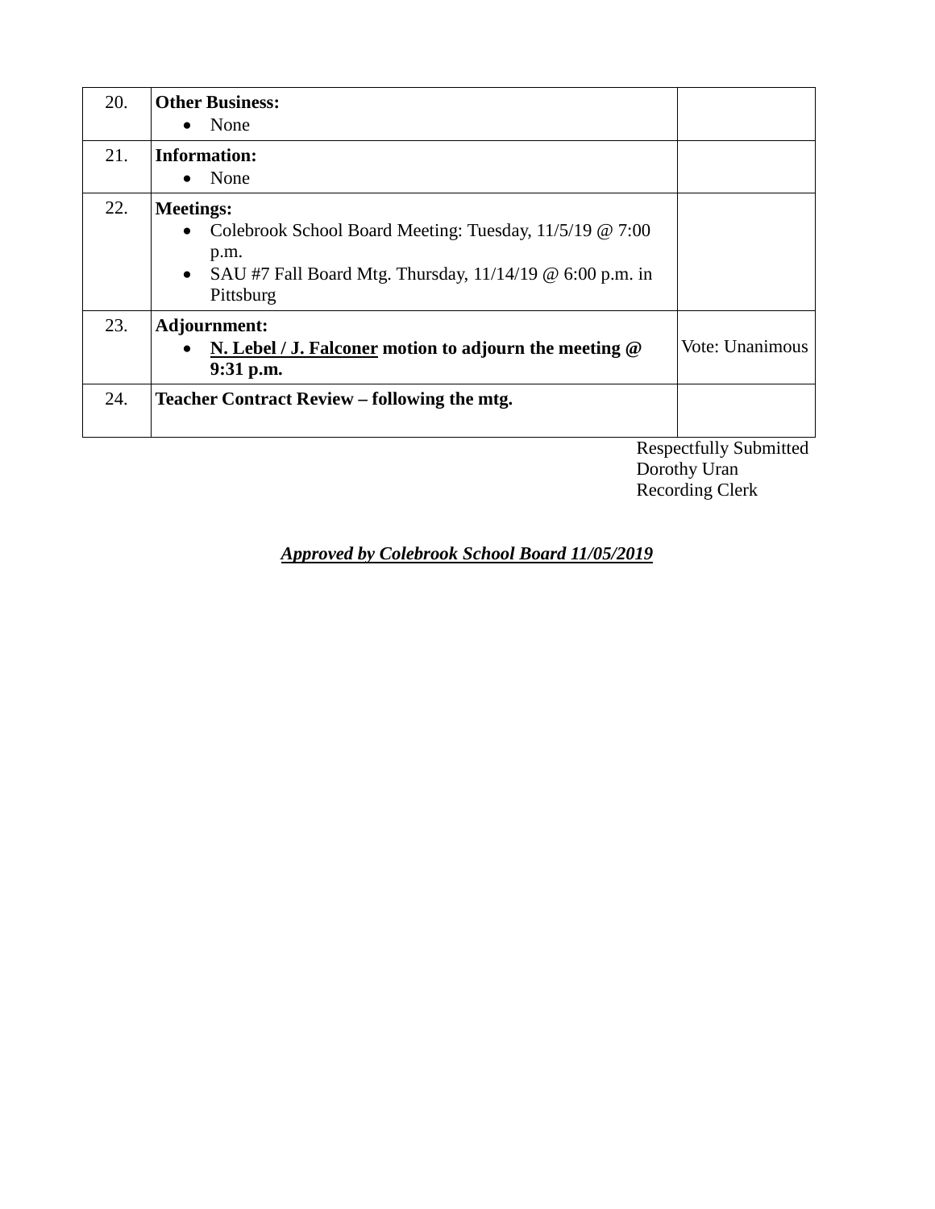| | | |
|---|---|---|
| 20. | **Other Business:**<br>• None | |
| 21. | **Information:**<br>• None | |
| 22. | **Meetings:**<br>• Colebrook School Board Meeting: Tuesday, 11/5/19 @ 7:00 p.m.<br>• SAU #7 Fall Board Mtg. Thursday, 11/14/19 @ 6:00 p.m. in Pittsburg | |
| 23. | **Adjournment:**<br>• **<u>N. Lebel / J. Falconer</u> motion to adjourn the meeting @ 9:31 p.m.** | Vote: Unanimous |
| 24. | **Teacher Contract Review – following the mtg.** | |

Respectfully Submitted
Dorothy Uran
Recording Clerk

***<u>Approved by Colebrook School Board 11/05/2019</u>***